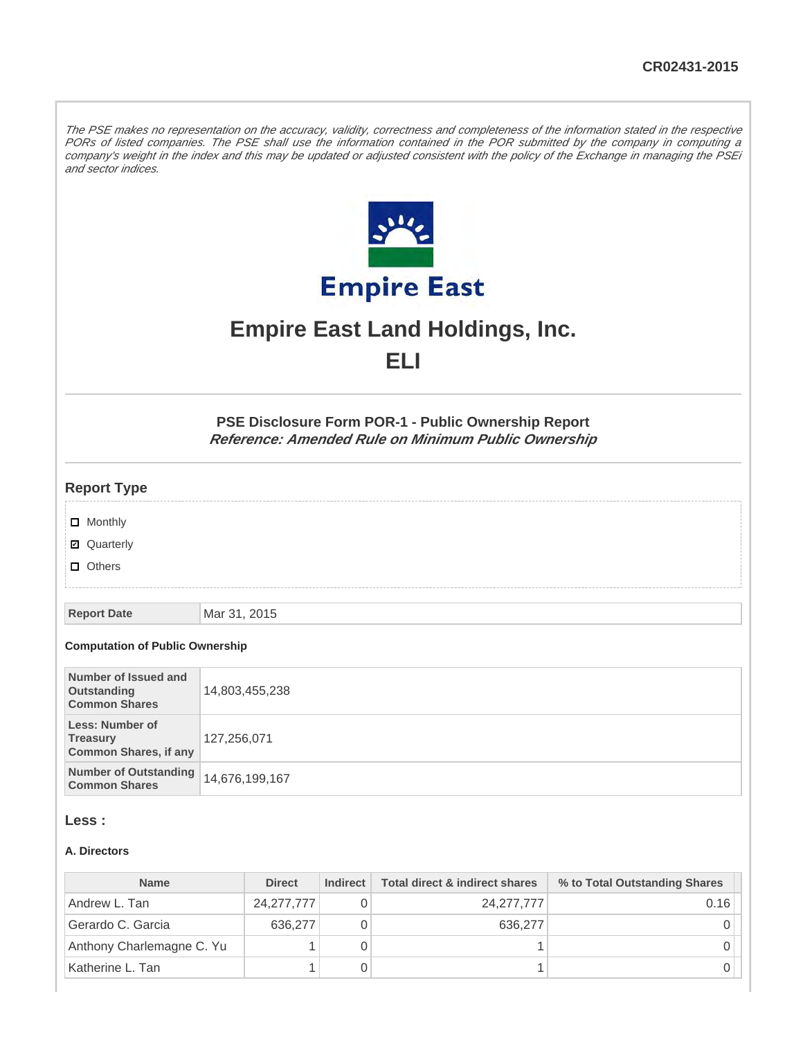CR02431-2015

*The PSE makes no representation on the accuracy, validity, correctness and completeness of the information stated in the respective PORs of listed companies. The PSE shall use the information contained in the POR submitted by the company in computing a company's weight in the index and this may be updated or adjusted consistent with the policy of the Exchange in managing the PSEi and sector indices.*

# Empire East Land Holdings, Inc.

# ELI

## PSE Disclosure Form POR-1 - Public Ownership Report

***Reference: Amended Rule on Minimum Public Ownership***

### Report Type

- [ ] Monthly
- [x] Quarterly
- [ ] Others

| Report Date | Mar 31, 2015 |
|---|---|

#### Computation of Public Ownership

| Number of Issued and Outstanding Common Shares | 14,803,455,238 |
|---|---|
| Less: Number of Treasury Common Shares, if any | 127,256,071 |
| Number of Outstanding Common Shares | 14,676,199,167 |

### Less :

#### A. Directors

| Name | Direct | Indirect | Total direct & indirect shares | % to Total Outstanding Shares |
|---|---|---|---|---|
| Andrew L. Tan | 24,277,777 | 0 | 24,277,777 | 0.16 |
| Gerardo C. Garcia | 636,277 | 0 | 636,277 | 0 |
| Anthony Charlemagne C. Yu | 1 | 0 | 1 | 0 |
| Katherine L. Tan | 1 | 0 | 1 | 0 |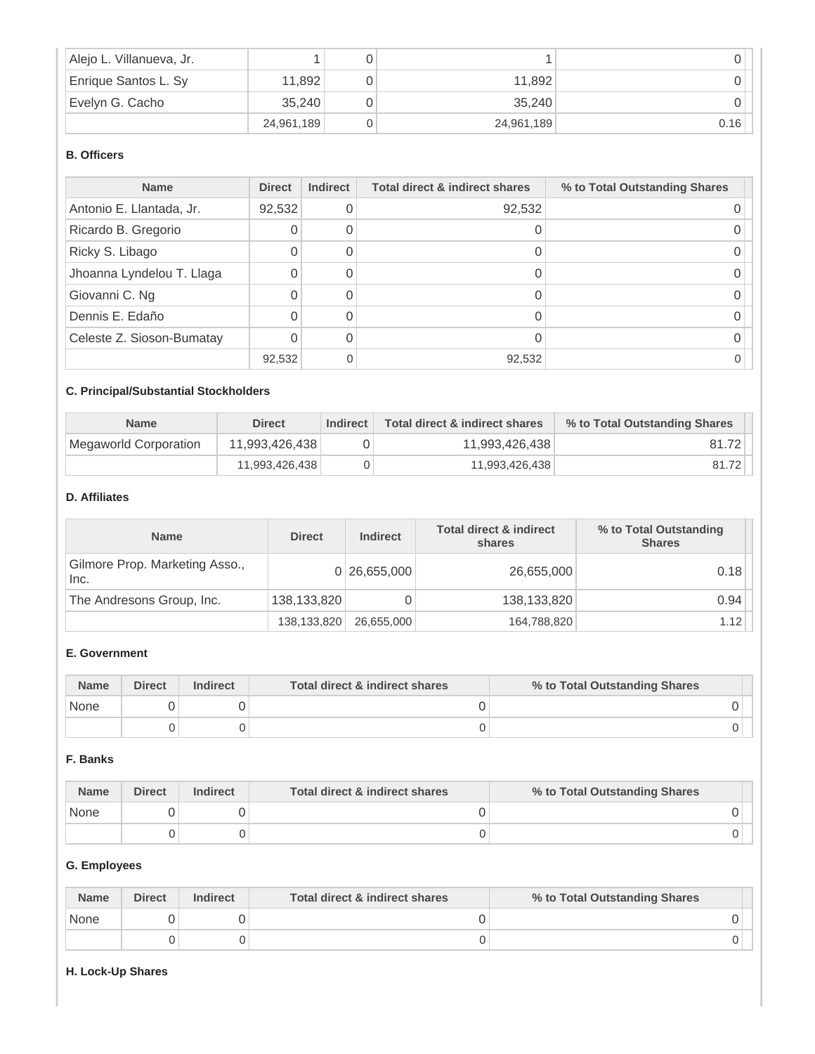| | | | | |
|---|---|---|---|---|
| Alejo L. Villanueva, Jr. | 1 | 0 | 1 | 0 |
| Enrique Santos L. Sy | 11,892 | 0 | 11,892 | 0 |
| Evelyn G. Cacho | 35,240 | 0 | 35,240 | 0 |
| | 24,961,189 | 0 | 24,961,189 | 0.16 |

#### B. Officers

| Name | Direct | Indirect | Total direct & indirect shares | % to Total Outstanding Shares |
|---|---|---|---|---|
| Antonio E. Llantada, Jr. | 92,532 | 0 | 92,532 | 0 |
| Ricardo B. Gregorio | 0 | 0 | 0 | 0 |
| Ricky S. Libago | 0 | 0 | 0 | 0 |
| Jhoanna Lyndelou T. Llaga | 0 | 0 | 0 | 0 |
| Giovanni C. Ng | 0 | 0 | 0 | 0 |
| Dennis E. Edaño | 0 | 0 | 0 | 0 |
| Celeste Z. Sioson-Bumatay | 0 | 0 | 0 | 0 |
| | 92,532 | 0 | 92,532 | 0 |

#### C. Principal/Substantial Stockholders

| Name | Direct | Indirect | Total direct & indirect shares | % to Total Outstanding Shares |
|---|---|---|---|---|
| Megaworld Corporation | 11,993,426,438 | 0 | 11,993,426,438 | 81.72 |
| | 11,993,426,438 | 0 | 11,993,426,438 | 81.72 |

#### D. Affiliates

| Name | Direct | Indirect | Total direct & indirect shares | % to Total Outstanding Shares |
|---|---|---|---|---|
| Gilmore Prop. Marketing Asso., Inc. | 0 | 26,655,000 | 26,655,000 | 0.18 |
| The Andresons Group, Inc. | 138,133,820 | 0 | 138,133,820 | 0.94 |
| | 138,133,820 | 26,655,000 | 164,788,820 | 1.12 |

#### E. Government

| Name | Direct | Indirect | Total direct & indirect shares | % to Total Outstanding Shares |
|---|---|---|---|---|
| None | 0 | 0 | 0 | 0 |
| | 0 | 0 | 0 | 0 |

#### F. Banks

| Name | Direct | Indirect | Total direct & indirect shares | % to Total Outstanding Shares |
|---|---|---|---|---|
| None | 0 | 0 | 0 | 0 |
| | 0 | 0 | 0 | 0 |

#### G. Employees

| Name | Direct | Indirect | Total direct & indirect shares | % to Total Outstanding Shares |
|---|---|---|---|---|
| None | 0 | 0 | 0 | 0 |
| | 0 | 0 | 0 | 0 |

#### H. Lock-Up Shares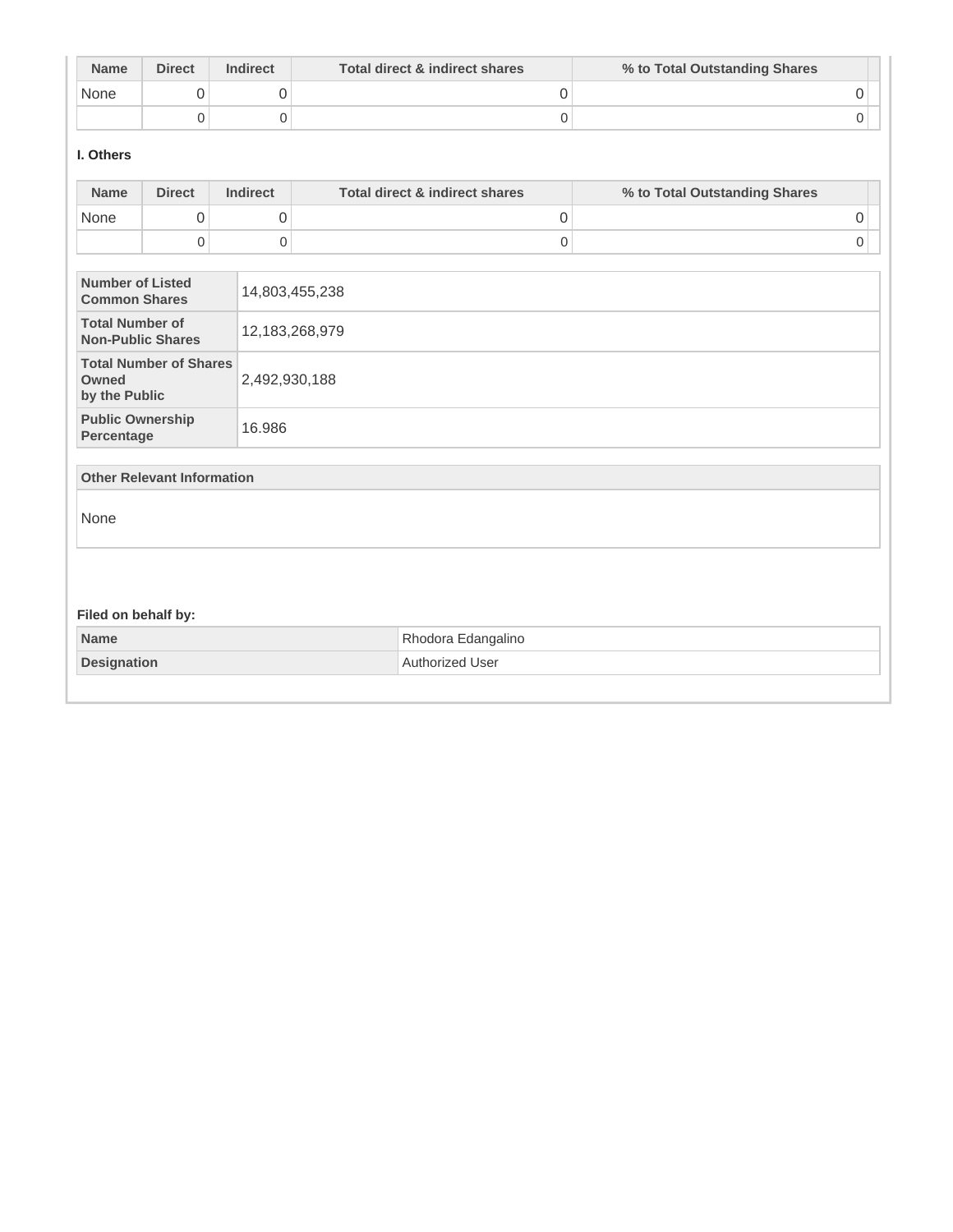| Name | Direct | Indirect | Total direct & indirect shares | % to Total Outstanding Shares |
|---|---|---|---|---|
| None | 0 | 0 | 0 | 0 |
| | 0 | 0 | 0 | 0 |

**I. Others**

| Name | Direct | Indirect | Total direct & indirect shares | % to Total Outstanding Shares |
|---|---|---|---|---|
| None | 0 | 0 | 0 | 0 |
| | 0 | 0 | 0 | 0 |

| | |
|---|---|
| **Number of Listed Common Shares** | 14,803,455,238 |
| **Total Number of Non-Public Shares** | 12,183,268,979 |
| **Total Number of Shares Owned by the Public** | 2,492,930,188 |
| **Public Ownership Percentage** | 16.986 |

| Other Relevant Information |
|---|
| None |

**Filed on behalf by:**

| | |
|---|---|
| **Name** | Rhodora Edangalino |
| **Designation** | Authorized User |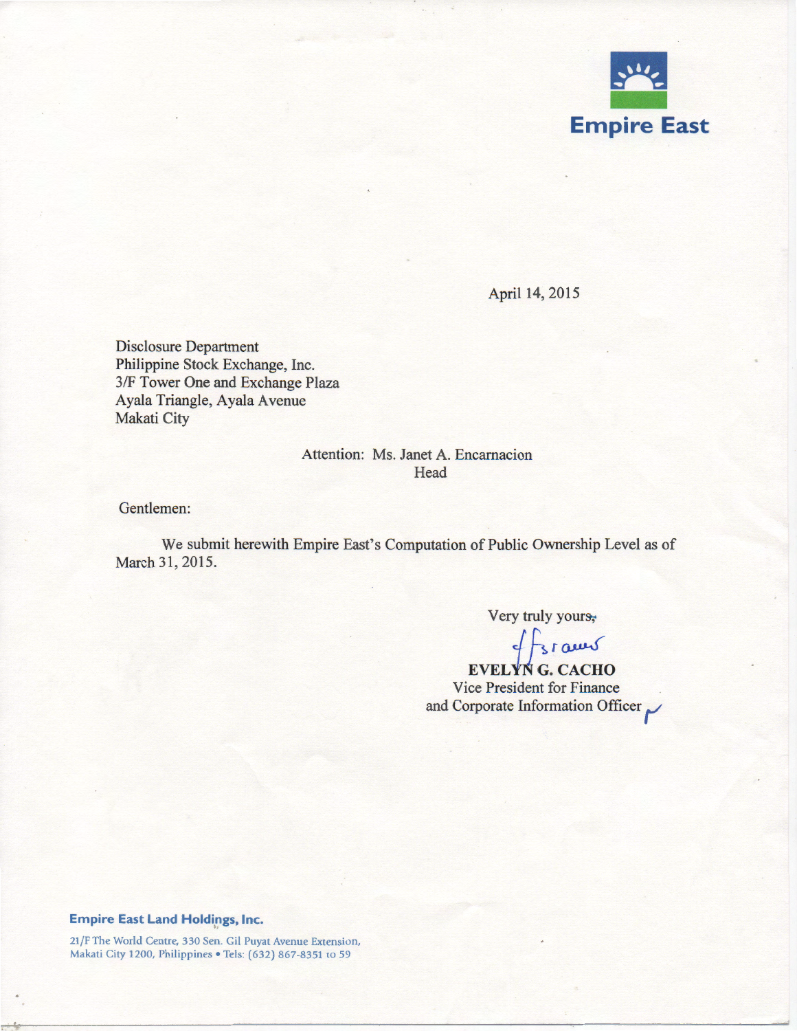**Empire East**

April 14, 2015

Disclosure Department
Philippine Stock Exchange, Inc.
3/F Tower One and Exchange Plaza
Ayala Triangle, Ayala Avenue
Makati City

Attention: Ms. Janet A. Encarnacion
Head

Gentlemen:

We submit herewith Empire East's Computation of Public Ownership Level as of March 31, 2015.

Very truly yours,

**EVELYN G. CACHO**
Vice President for Finance
and Corporate Information Officer

**Empire East Land Holdings, Inc.**

21/F The World Centre, 330 Sen. Gil Puyat Avenue Extension, Makati City 1200, Philippines • Tels: (632) 867-8351 to 59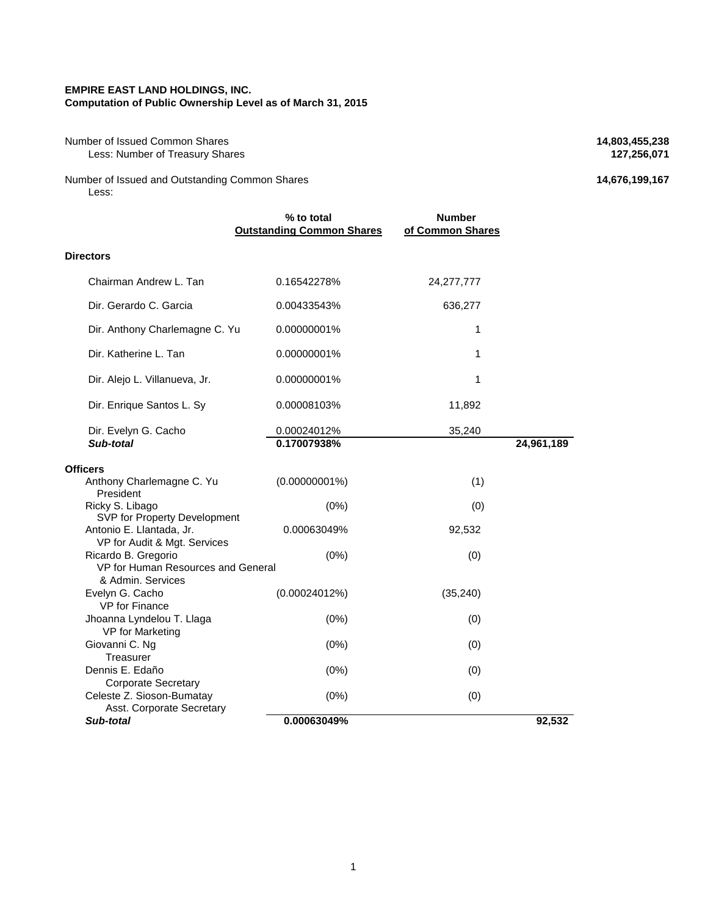**EMPIRE EAST LAND HOLDINGS, INC.**
**Computation of Public Ownership Level as of March 31, 2015**

| | | | |
|---|---|---|---|
| Number of Issued Common Shares | | | **14,803,455,238** |
| Less: Number of Treasury Shares | | | **127,256,071** |
| Number of Issued and Outstanding Common Shares | | | **14,676,199,167** |
| Less: | | | |

| | % to total Outstanding Common Shares | Number of Common Shares | |
|---|---|---|---|
| **Directors** | | | |
| Chairman Andrew L. Tan | 0.16542278% | 24,277,777 | |
| Dir. Gerardo C. Garcia | 0.00433543% | 636,277 | |
| Dir. Anthony Charlemagne C. Yu | 0.00000001% | 1 | |
| Dir. Katherine L. Tan | 0.00000001% | 1 | |
| Dir. Alejo L. Villanueva, Jr. | 0.00000001% | 1 | |
| Dir. Enrique Santos L. Sy | 0.00008103% | 11,892 | |
| Dir. Evelyn G. Cacho | 0.00024012% | 35,240 | |
| ***Sub-total*** | **0.17007938%** | | **24,961,189** |
| **Officers** | | | |
| Anthony Charlemagne C. Yu<br>President | (0.00000001%) | (1) | |
| Ricky S. Libago<br>SVP for Property Development | (0%) | (0) | |
| Antonio E. Llantada, Jr.<br>VP for Audit & Mgt. Services | 0.00063049% | 92,532 | |
| Ricardo B. Gregorio<br>VP for Human Resources and General & Admin. Services | (0%) | (0) | |
| Evelyn G. Cacho<br>VP for Finance | (0.00024012%) | (35,240) | |
| Jhoanna Lyndelou T. Llaga<br>VP for Marketing | (0%) | (0) | |
| Giovanni C. Ng<br>Treasurer | (0%) | (0) | |
| Dennis E. Edaño<br>Corporate Secretary | (0%) | (0) | |
| Celeste Z. Sioson-Bumatay<br>Asst. Corporate Secretary | (0%) | (0) | |
| ***Sub-total*** | **0.00063049%** | | **92,532** |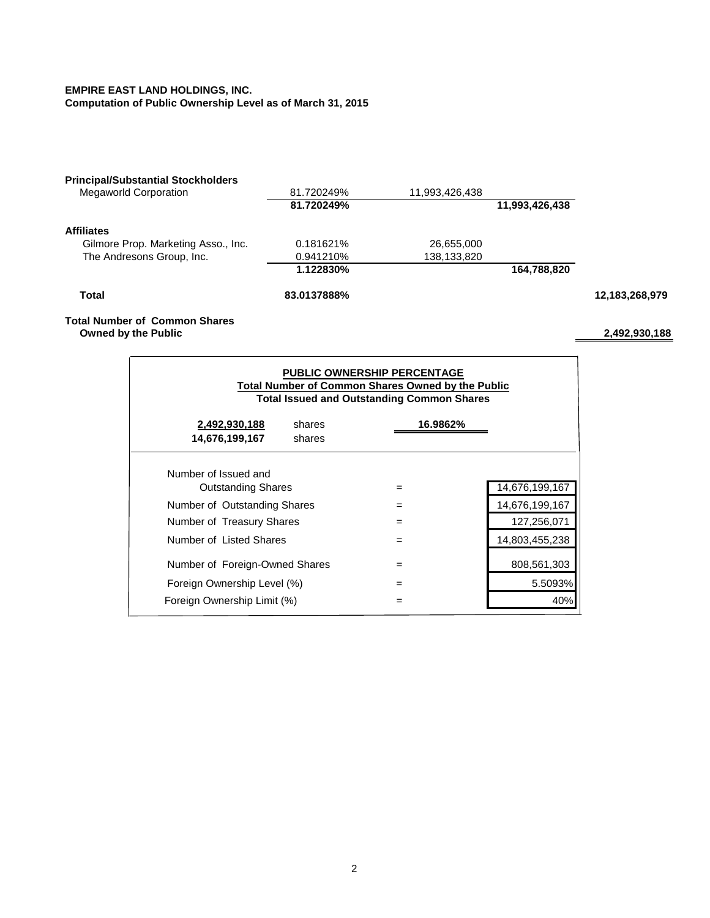**EMPIRE EAST LAND HOLDINGS, INC.**
**Computation of Public Ownership Level as of March 31, 2015**

| | | | | |
|---|---|---|---|---|
| **Principal/Substantial Stockholders** | | | | |
| Megaworld Corporation | 81.720249% | 11,993,426,438 | | |
| | **81.720249%** | | **11,993,426,438** | |
| **Affiliates** | | | | |
| Gilmore Prop. Marketing Asso., Inc. | 0.181621% | 26,655,000 | | |
| The Andresons Group, Inc. | 0.941210% | 138,133,820 | | |
| | **1.122830%** | | **164,788,820** | |
| **Total** | **83.0137888%** | | | **12,183,268,979** |
| **Total Number of Common Shares Owned by the Public** | | | | **2,492,930,188** |

**PUBLIC OWNERSHIP PERCENTAGE**
**Total Number of Common Shares Owned by the Public**
**Total Issued and Outstanding Common Shares**

| | | |
|---|---|---|
| **2,492,930,188** | shares | **16.9862%** |
| **14,676,199,167** | shares | |

| | | |
|---|---|---|
| Number of Issued and Outstanding Shares | = | 14,676,199,167 |
| Number of Outstanding Shares | = | 14,676,199,167 |
| Number of Treasury Shares | = | 127,256,071 |
| Number of Listed Shares | = | 14,803,455,238 |
| Number of Foreign-Owned Shares | = | 808,561,303 |
| Foreign Ownership Level (%) | = | 5.5093% |
| Foreign Ownership Limit (%) | = | 40% |